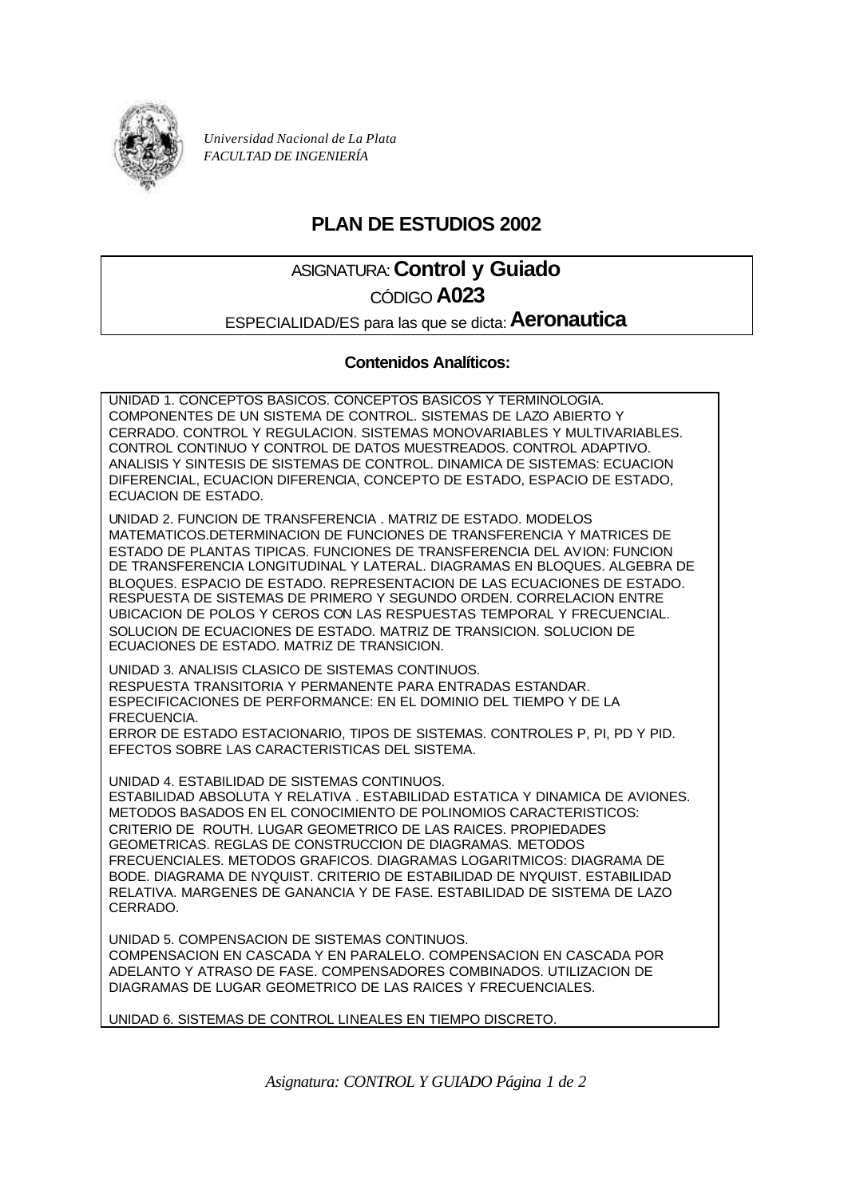*Universidad Nacional de La Plata*
*FACULTAD DE INGENIERÍA*

# PLAN DE ESTUDIOS 2002

ASIGNATURA: **Control y Guiado**
CÓDIGO **A023**
ESPECIALIDAD/ES para las que se dicta: **Aeronautica**

## Contenidos Analíticos:

UNIDAD 1. CONCEPTOS BASICOS. CONCEPTOS BASICOS Y TERMINOLOGIA. COMPONENTES DE UN SISTEMA DE CONTROL. SISTEMAS DE LAZO ABIERTO Y CERRADO. CONTROL Y REGULACION. SISTEMAS MONOVARIABLES Y MULTIVARIABLES. CONTROL CONTINUO Y CONTROL DE DATOS MUESTREADOS. CONTROL ADAPTIVO. ANALISIS Y SINTESIS DE SISTEMAS DE CONTROL. DINAMICA DE SISTEMAS: ECUACION DIFERENCIAL, ECUACION DIFERENCIA, CONCEPTO DE ESTADO, ESPACIO DE ESTADO, ECUACION DE ESTADO.

UNIDAD 2. FUNCION DE TRANSFERENCIA . MATRIZ DE ESTADO. MODELOS MATEMATICOS.DETERMINACION DE FUNCIONES DE TRANSFERENCIA Y MATRICES DE ESTADO DE PLANTAS TIPICAS. FUNCIONES DE TRANSFERENCIA DEL AVION: FUNCION DE TRANSFERENCIA LONGITUDINAL Y LATERAL. DIAGRAMAS EN BLOQUES. ALGEBRA DE BLOQUES. ESPACIO DE ESTADO. REPRESENTACION DE LAS ECUACIONES DE ESTADO. RESPUESTA DE SISTEMAS DE PRIMERO Y SEGUNDO ORDEN. CORRELACION ENTRE UBICACION DE POLOS Y CEROS CON LAS RESPUESTAS TEMPORAL Y FRECUENCIAL. SOLUCION DE ECUACIONES DE ESTADO. MATRIZ DE TRANSICION. SOLUCION DE ECUACIONES DE ESTADO. MATRIZ DE TRANSICION.

UNIDAD 3. ANALISIS CLASICO DE SISTEMAS CONTINUOS.
RESPUESTA TRANSITORIA Y PERMANENTE PARA ENTRADAS ESTANDAR.
ESPECIFICACIONES DE PERFORMANCE: EN EL DOMINIO DEL TIEMPO Y DE LA FRECUENCIA.
ERROR DE ESTADO ESTACIONARIO, TIPOS DE SISTEMAS. CONTROLES P, PI, PD Y PID. EFECTOS SOBRE LAS CARACTERISTICAS DEL SISTEMA.

UNIDAD 4. ESTABILIDAD DE SISTEMAS CONTINUOS.
ESTABILIDAD ABSOLUTA Y RELATIVA . ESTABILIDAD ESTATICA Y DINAMICA DE AVIONES. METODOS BASADOS EN EL CONOCIMIENTO DE POLINOMIOS CARACTERISTICOS: CRITERIO DE ROUTH. LUGAR GEOMETRICO DE LAS RAICES. PROPIEDADES GEOMETRICAS. REGLAS DE CONSTRUCCION DE DIAGRAMAS. METODOS FRECUENCIALES. METODOS GRAFICOS. DIAGRAMAS LOGARITMICOS: DIAGRAMA DE BODE. DIAGRAMA DE NYQUIST. CRITERIO DE ESTABILIDAD DE NYQUIST. ESTABILIDAD RELATIVA. MARGENES DE GANANCIA Y DE FASE. ESTABILIDAD DE SISTEMA DE LAZO CERRADO.

UNIDAD 5. COMPENSACION DE SISTEMAS CONTINUOS.
COMPENSACION EN CASCADA Y EN PARALELO. COMPENSACION EN CASCADA POR ADELANTO Y ATRASO DE FASE. COMPENSADORES COMBINADOS. UTILIZACION DE DIAGRAMAS DE LUGAR GEOMETRICO DE LAS RAICES Y FRECUENCIALES.

UNIDAD 6. SISTEMAS DE CONTROL LINEALES EN TIEMPO DISCRETO.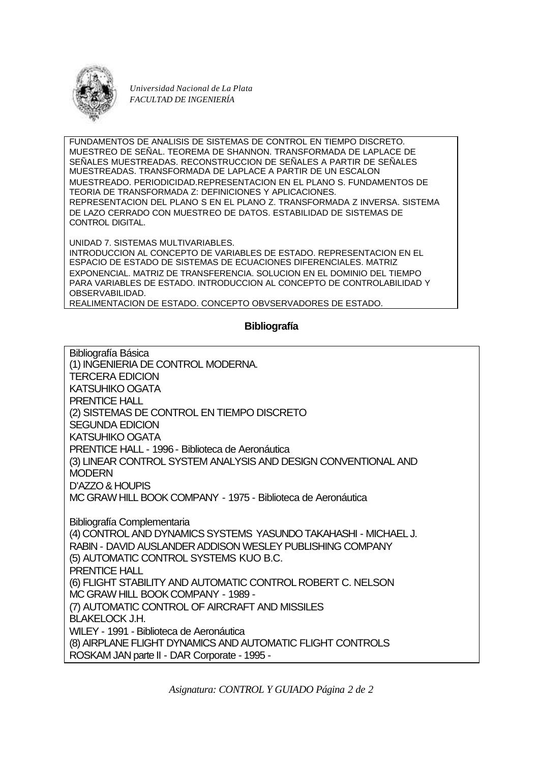*Universidad Nacional de La Plata*
*FACULTAD DE INGENIERÍA*

FUNDAMENTOS DE ANALISIS DE SISTEMAS DE CONTROL EN TIEMPO DISCRETO. MUESTREO DE SEÑAL. TEOREMA DE SHANNON. TRANSFORMADA DE LAPLACE DE SEÑALES MUESTREADAS. RECONSTRUCCION DE SEÑALES A PARTIR DE SEÑALES MUESTREADAS. TRANSFORMADA DE LAPLACE A PARTIR DE UN ESCALON MUESTREADO. PERIODICIDAD.REPRESENTACION EN EL PLANO S. FUNDAMENTOS DE TEORIA DE TRANSFORMADA Z: DEFINICIONES Y APLICACIONES. REPRESENTACION DEL PLANO S EN EL PLANO Z. TRANSFORMADA Z INVERSA. SISTEMA DE LAZO CERRADO CON MUESTREO DE DATOS. ESTABILIDAD DE SISTEMAS DE CONTROL DIGITAL.

UNIDAD 7. SISTEMAS MULTIVARIABLES.
INTRODUCCION AL CONCEPTO DE VARIABLES DE ESTADO. REPRESENTACION EN EL ESPACIO DE ESTADO DE SISTEMAS DE ECUACIONES DIFERENCIALES. MATRIZ EXPONENCIAL. MATRIZ DE TRANSFERENCIA. SOLUCION EN EL DOMINIO DEL TIEMPO PARA VARIABLES DE ESTADO. INTRODUCCION AL CONCEPTO DE CONTROLABILIDAD Y OBSERVABILIDAD.
REALIMENTACION DE ESTADO. CONCEPTO OBVSERVADORES DE ESTADO.

## Bibliografía

Bibliografía Básica
(1) INGENIERIA DE CONTROL MODERNA.
TERCERA EDICION
KATSUHIKO OGATA
PRENTICE HALL
(2) SISTEMAS DE CONTROL EN TIEMPO DISCRETO
SEGUNDA EDICION
KATSUHIKO OGATA
PRENTICE HALL - 1996 - Biblioteca de Aeronáutica
(3) LINEAR CONTROL SYSTEM ANALYSIS AND DESIGN CONVENTIONAL AND MODERN
D'AZZO & HOUPIS
MC GRAW HILL BOOK COMPANY - 1975 - Biblioteca de Aeronáutica

Bibliografía Complementaria
(4) CONTROL AND DYNAMICS SYSTEMS YASUNDO TAKAHASHI - MICHAEL J. RABIN - DAVID AUSLANDER ADDISON WESLEY PUBLISHING COMPANY
(5) AUTOMATIC CONTROL SYSTEMS KUO B.C.
PRENTICE HALL
(6) FLIGHT STABILITY AND AUTOMATIC CONTROL ROBERT C. NELSON
MC GRAW HILL BOOK COMPANY - 1989 -
(7) AUTOMATIC CONTROL OF AIRCRAFT AND MISSILES
BLAKELOCK J.H.
WILEY - 1991 - Biblioteca de Aeronáutica
(8) AIRPLANE FLIGHT DYNAMICS AND AUTOMATIC FLIGHT CONTROLS
ROSKAM JAN parte II - DAR Corporate - 1995 -